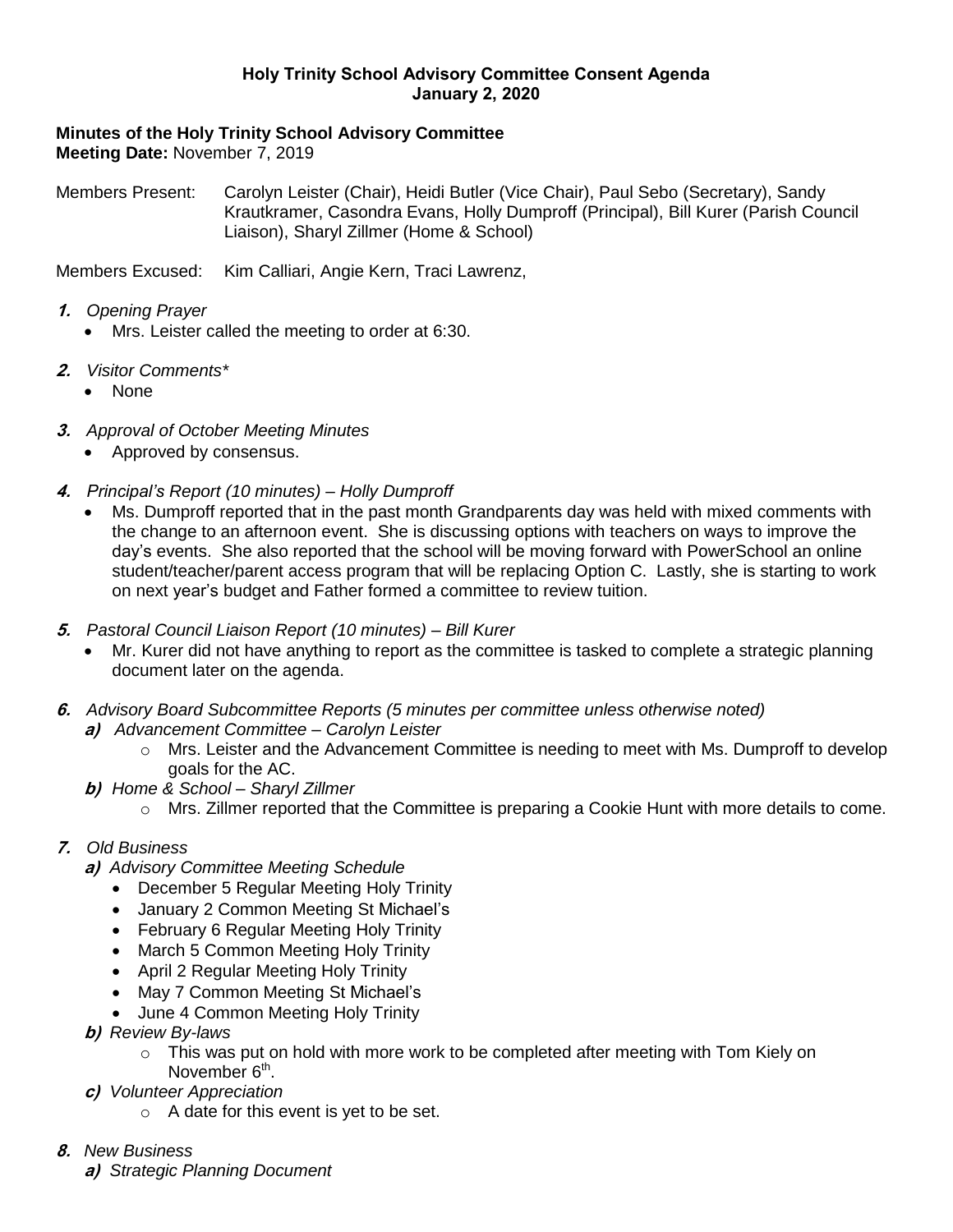**Holy Trinity School Advisory Committee Consent Agenda**
**January 2, 2020**

**Minutes of the Holy Trinity School Advisory Committee**
**Meeting Date:** November 7, 2019

Members Present: Carolyn Leister (Chair), Heidi Butler (Vice Chair), Paul Sebo (Secretary), Sandy Krautkramer, Casondra Evans, Holly Dumproff (Principal), Bill Kurer (Parish Council Liaison), Sharyl Zillmer (Home & School)

Members Excused: Kim Calliari, Angie Kern, Traci Lawrenz,

1. *Opening Prayer*
   - Mrs. Leister called the meeting to order at 6:30.

2. *Visitor Comments**
   - None

3. *Approval of October Meeting Minutes*
   - Approved by consensus.

4. *Principal's Report (10 minutes) – Holly Dumproff*
   - Ms. Dumproff reported that in the past month Grandparents day was held with mixed comments with the change to an afternoon event. She is discussing options with teachers on ways to improve the day's events. She also reported that the school will be moving forward with PowerSchool an online student/teacher/parent access program that will be replacing Option C. Lastly, she is starting to work on next year's budget and Father formed a committee to review tuition.

5. *Pastoral Council Liaison Report (10 minutes) – Bill Kurer*
   - Mr. Kurer did not have anything to report as the committee is tasked to complete a strategic planning document later on the agenda.

6. *Advisory Board Subcommittee Reports (5 minutes per committee unless otherwise noted)*
   - **a)** *Advancement Committee – Carolyn Leister*
     - Mrs. Leister and the Advancement Committee is needing to meet with Ms. Dumproff to develop goals for the AC.
   - **b)** *Home & School – Sharyl Zillmer*
     - Mrs. Zillmer reported that the Committee is preparing a Cookie Hunt with more details to come.

7. *Old Business*
   - **a)** *Advisory Committee Meeting Schedule*
     - December 5 Regular Meeting Holy Trinity
     - January 2 Common Meeting St Michael's
     - February 6 Regular Meeting Holy Trinity
     - March 5 Common Meeting Holy Trinity
     - April 2 Regular Meeting Holy Trinity
     - May 7 Common Meeting St Michael's
     - June 4 Common Meeting Holy Trinity
   - **b)** *Review By-laws*
     - This was put on hold with more work to be completed after meeting with Tom Kiely on November 6th.
   - **c)** *Volunteer Appreciation*
     - A date for this event is yet to be set.

8. *New Business*
   - **a)** *Strategic Planning Document*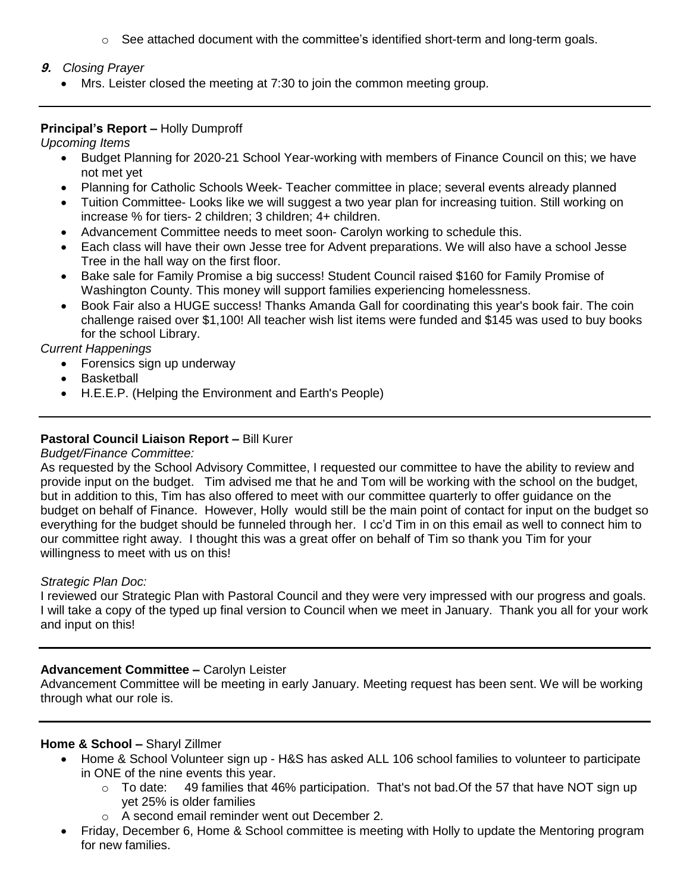- See attached document with the committee's identified short-term and long-term goals.

**9.** *Closing Prayer*

- Mrs. Leister closed the meeting at 7:30 to join the common meeting group.

---

**Principal's Report –** Holly Dumproff

*Upcoming Items*

- Budget Planning for 2020-21 School Year-working with members of Finance Council on this; we have not met yet
- Planning for Catholic Schools Week- Teacher committee in place; several events already planned
- Tuition Committee- Looks like we will suggest a two year plan for increasing tuition. Still working on increase % for tiers- 2 children; 3 children; 4+ children.
- Advancement Committee needs to meet soon- Carolyn working to schedule this.
- Each class will have their own Jesse tree for Advent preparations. We will also have a school Jesse Tree in the hall way on the first floor.
- Bake sale for Family Promise a big success! Student Council raised $160 for Family Promise of Washington County. This money will support families experiencing homelessness.
- Book Fair also a HUGE success! Thanks Amanda Gall for coordinating this year's book fair. The coin challenge raised over $1,100! All teacher wish list items were funded and $145 was used to buy books for the school Library.

*Current Happenings*

- Forensics sign up underway
- Basketball
- H.E.E.P. (Helping the Environment and Earth's People)

---

**Pastoral Council Liaison Report –** Bill Kurer

*Budget/Finance Committee:*

As requested by the School Advisory Committee, I requested our committee to have the ability to review and provide input on the budget. Tim advised me that he and Tom will be working with the school on the budget, but in addition to this, Tim has also offered to meet with our committee quarterly to offer guidance on the budget on behalf of Finance. However, Holly would still be the main point of contact for input on the budget so everything for the budget should be funneled through her. I cc'd Tim in on this email as well to connect him to our committee right away. I thought this was a great offer on behalf of Tim so thank you Tim for your willingness to meet with us on this!

*Strategic Plan Doc:*

I reviewed our Strategic Plan with Pastoral Council and they were very impressed with our progress and goals. I will take a copy of the typed up final version to Council when we meet in January. Thank you all for your work and input on this!

---

**Advancement Committee –** Carolyn Leister

Advancement Committee will be meeting in early January. Meeting request has been sent. We will be working through what our role is.

---

**Home & School –** Sharyl Zillmer

- Home & School Volunteer sign up - H&S has asked ALL 106 school families to volunteer to participate in ONE of the nine events this year.
  - To date: 49 families that 46% participation. That's not bad.Of the 57 that have NOT sign up yet 25% is older families
  - A second email reminder went out December 2.
- Friday, December 6, Home & School committee is meeting with Holly to update the Mentoring program for new families.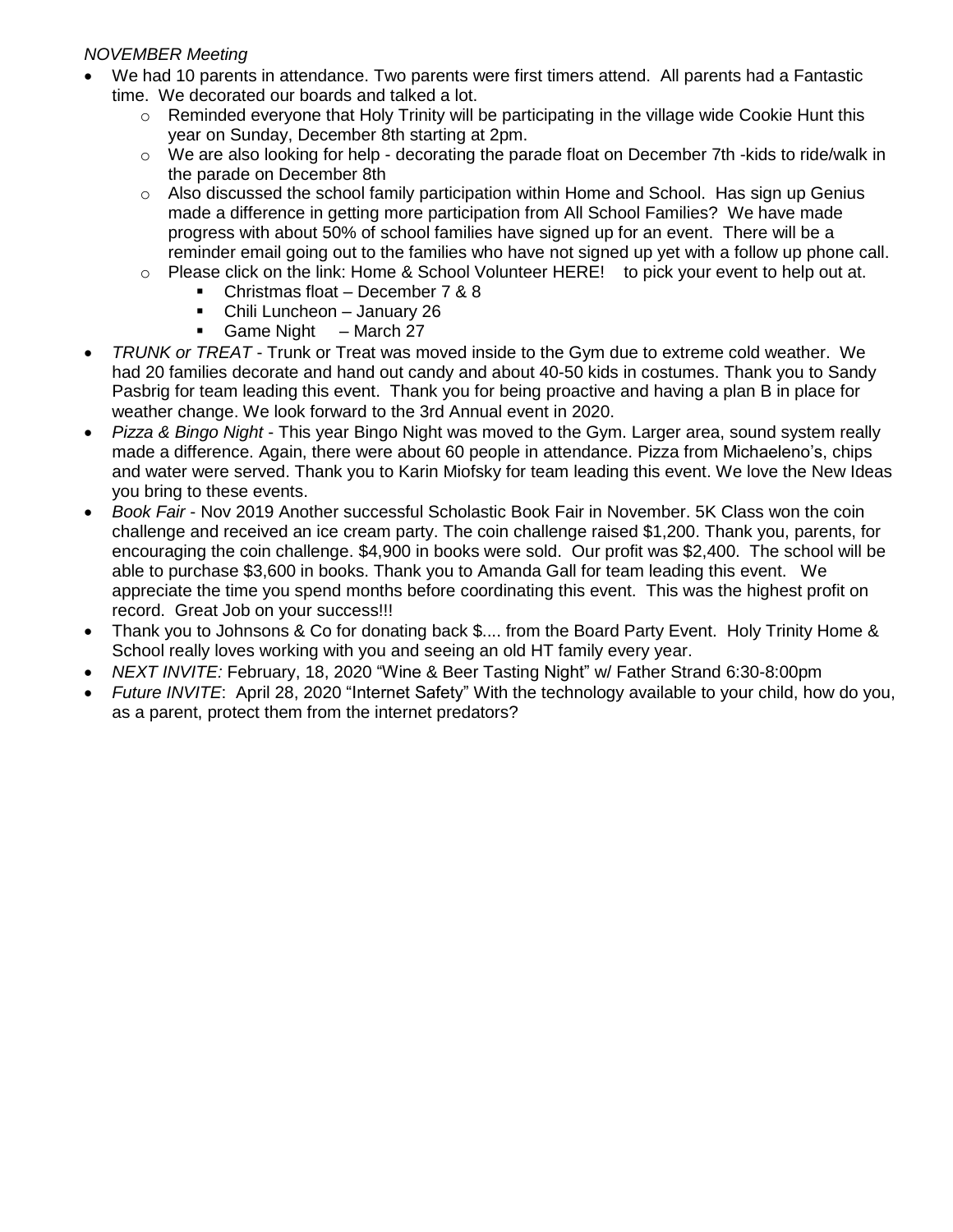*NOVEMBER Meeting*

- We had 10 parents in attendance. Two parents were first timers attend. All parents had a Fantastic time. We decorated our boards and talked a lot.
  - Reminded everyone that Holy Trinity will be participating in the village wide Cookie Hunt this year on Sunday, December 8th starting at 2pm.
  - We are also looking for help - decorating the parade float on December 7th -kids to ride/walk in the parade on December 8th
  - Also discussed the school family participation within Home and School. Has sign up Genius made a difference in getting more participation from All School Families? We have made progress with about 50% of school families have signed up for an event. There will be a reminder email going out to the families who have not signed up yet with a follow up phone call.
  - Please click on the link: Home & School Volunteer HERE! to pick your event to help out at.
    - Christmas float – December 7 & 8
    - Chili Luncheon – January 26
    - Game Night – March 27
- *TRUNK or TREAT* - Trunk or Treat was moved inside to the Gym due to extreme cold weather. We had 20 families decorate and hand out candy and about 40-50 kids in costumes. Thank you to Sandy Pasbrig for team leading this event. Thank you for being proactive and having a plan B in place for weather change. We look forward to the 3rd Annual event in 2020.
- *Pizza & Bingo Night* - This year Bingo Night was moved to the Gym. Larger area, sound system really made a difference. Again, there were about 60 people in attendance. Pizza from Michaeleno's, chips and water were served. Thank you to Karin Miofsky for team leading this event. We love the New Ideas you bring to these events.
- *Book Fair* - Nov 2019 Another successful Scholastic Book Fair in November. 5K Class won the coin challenge and received an ice cream party. The coin challenge raised $1,200. Thank you, parents, for encouraging the coin challenge. $4,900 in books were sold. Our profit was $2,400. The school will be able to purchase $3,600 in books. Thank you to Amanda Gall for team leading this event. We appreciate the time you spend months before coordinating this event. This was the highest profit on record. Great Job on your success!!!
- Thank you to Johnsons & Co for donating back $.... from the Board Party Event. Holy Trinity Home & School really loves working with you and seeing an old HT family every year.
- *NEXT INVITE:* February, 18, 2020 "Wine & Beer Tasting Night" w/ Father Strand 6:30-8:00pm
- *Future INVITE*: April 28, 2020 "Internet Safety" With the technology available to your child, how do you, as a parent, protect them from the internet predators?